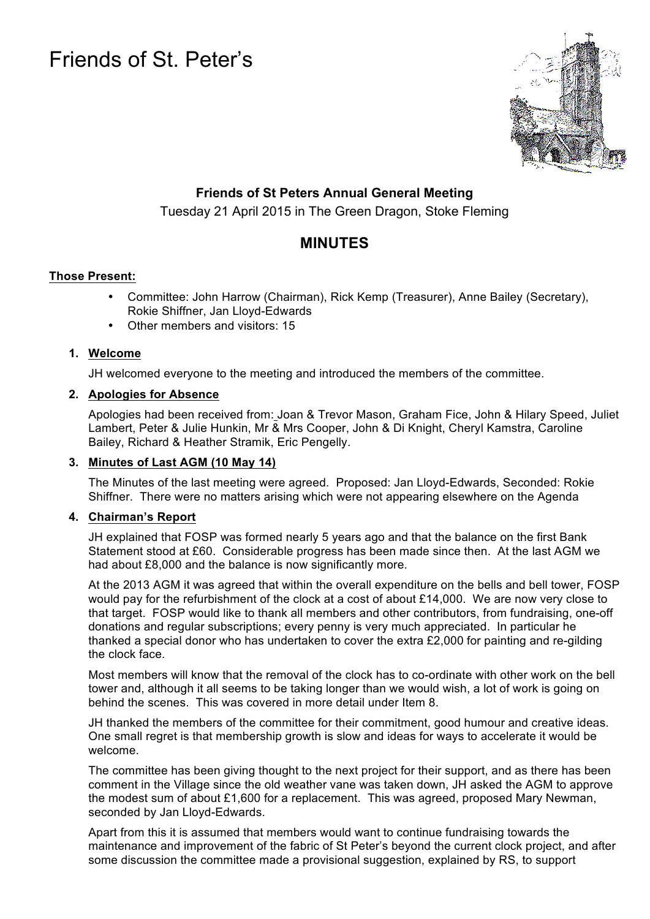# Friends of St. Peter's

**Friends of St Peters Annual General Meeting**

Tuesday 21 April 2015 in The Green Dragon, Stoke Fleming

## MINUTES

**Those Present:**

- Committee: John Harrow (Chairman), Rick Kemp (Treasurer), Anne Bailey (Secretary), Rokie Shiffner, Jan Lloyd-Edwards
- Other members and visitors: 15

1. **Welcome**

   JH welcomed everyone to the meeting and introduced the members of the committee.

2. **Apologies for Absence**

   Apologies had been received from: Joan & Trevor Mason, Graham Fice, John & Hilary Speed, Juliet Lambert, Peter & Julie Hunkin, Mr & Mrs Cooper, John & Di Knight, Cheryl Kamstra, Caroline Bailey, Richard & Heather Stramik, Eric Pengelly.

3. **Minutes of Last AGM (10 May 14)**

   The Minutes of the last meeting were agreed. Proposed: Jan Lloyd-Edwards, Seconded: Rokie Shiffner. There were no matters arising which were not appearing elsewhere on the Agenda

4. **Chairman's Report**

   JH explained that FOSP was formed nearly 5 years ago and that the balance on the first Bank Statement stood at £60. Considerable progress has been made since then. At the last AGM we had about £8,000 and the balance is now significantly more.

   At the 2013 AGM it was agreed that within the overall expenditure on the bells and bell tower, FOSP would pay for the refurbishment of the clock at a cost of about £14,000. We are now very close to that target. FOSP would like to thank all members and other contributors, from fundraising, one-off donations and regular subscriptions; every penny is very much appreciated. In particular he thanked a special donor who has undertaken to cover the extra £2,000 for painting and re-gilding the clock face.

   Most members will know that the removal of the clock has to co-ordinate with other work on the bell tower and, although it all seems to be taking longer than we would wish, a lot of work is going on behind the scenes. This was covered in more detail under Item 8.

   JH thanked the members of the committee for their commitment, good humour and creative ideas. One small regret is that membership growth is slow and ideas for ways to accelerate it would be welcome.

   The committee has been giving thought to the next project for their support, and as there has been comment in the Village since the old weather vane was taken down, JH asked the AGM to approve the modest sum of about £1,600 for a replacement. This was agreed, proposed Mary Newman, seconded by Jan Lloyd-Edwards.

   Apart from this it is assumed that members would want to continue fundraising towards the maintenance and improvement of the fabric of St Peter's beyond the current clock project, and after some discussion the committee made a provisional suggestion, explained by RS, to support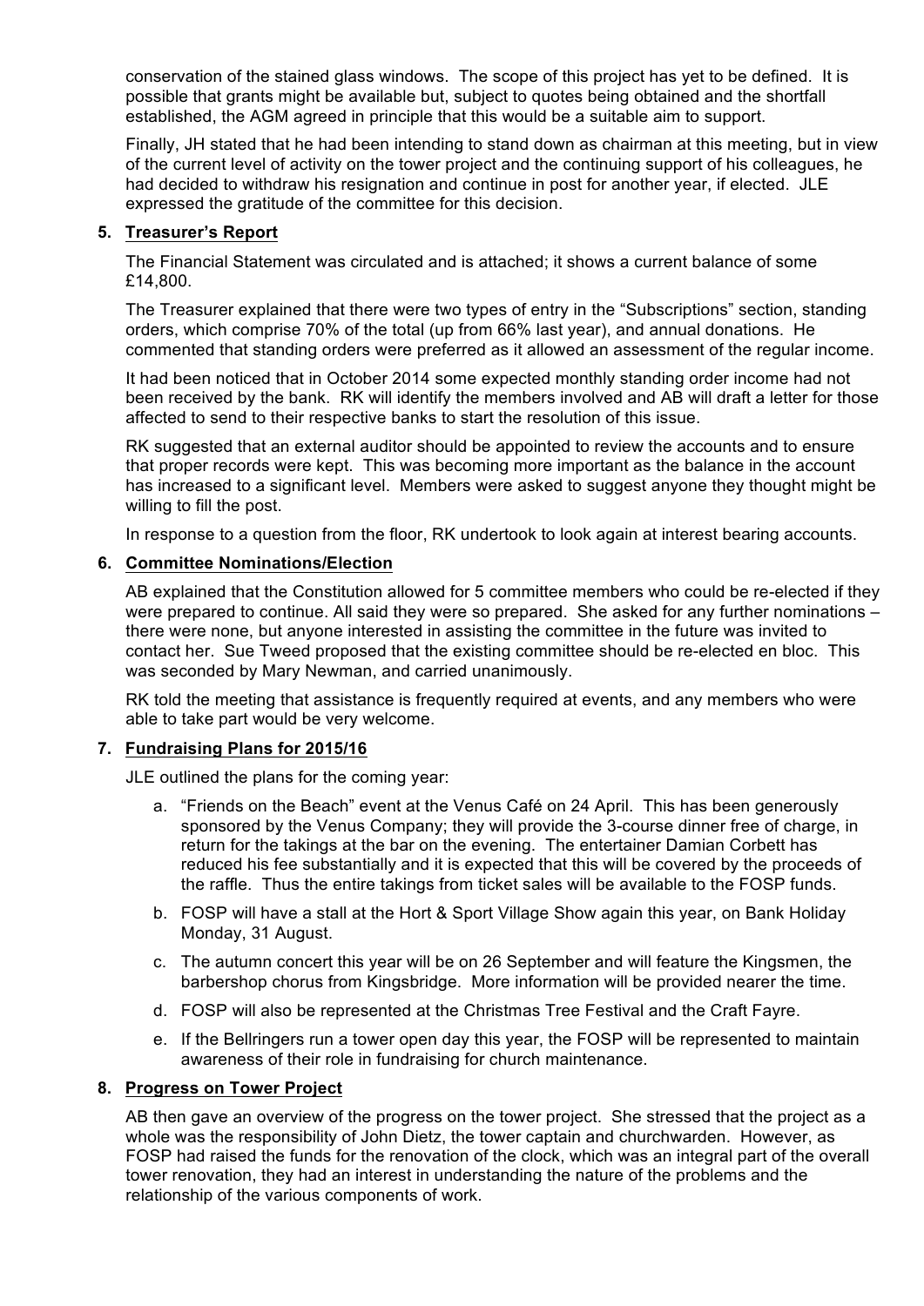conservation of the stained glass windows. The scope of this project has yet to be defined. It is possible that grants might be available but, subject to quotes being obtained and the shortfall established, the AGM agreed in principle that this would be a suitable aim to support.

Finally, JH stated that he had been intending to stand down as chairman at this meeting, but in view of the current level of activity on the tower project and the continuing support of his colleagues, he had decided to withdraw his resignation and continue in post for another year, if elected. JLE expressed the gratitude of the committee for this decision.

5. **Treasurer's Report**

The Financial Statement was circulated and is attached; it shows a current balance of some £14,800.

The Treasurer explained that there were two types of entry in the "Subscriptions" section, standing orders, which comprise 70% of the total (up from 66% last year), and annual donations. He commented that standing orders were preferred as it allowed an assessment of the regular income.

It had been noticed that in October 2014 some expected monthly standing order income had not been received by the bank. RK will identify the members involved and AB will draft a letter for those affected to send to their respective banks to start the resolution of this issue.

RK suggested that an external auditor should be appointed to review the accounts and to ensure that proper records were kept. This was becoming more important as the balance in the account has increased to a significant level. Members were asked to suggest anyone they thought might be willing to fill the post.

In response to a question from the floor, RK undertook to look again at interest bearing accounts.

6. **Committee Nominations/Election**

AB explained that the Constitution allowed for 5 committee members who could be re-elected if they were prepared to continue. All said they were so prepared. She asked for any further nominations – there were none, but anyone interested in assisting the committee in the future was invited to contact her. Sue Tweed proposed that the existing committee should be re-elected en bloc. This was seconded by Mary Newman, and carried unanimously.

RK told the meeting that assistance is frequently required at events, and any members who were able to take part would be very welcome.

7. **Fundraising Plans for 2015/16**

JLE outlined the plans for the coming year:

a. "Friends on the Beach" event at the Venus Café on 24 April. This has been generously sponsored by the Venus Company; they will provide the 3-course dinner free of charge, in return for the takings at the bar on the evening. The entertainer Damian Corbett has reduced his fee substantially and it is expected that this will be covered by the proceeds of the raffle. Thus the entire takings from ticket sales will be available to the FOSP funds.

b. FOSP will have a stall at the Hort & Sport Village Show again this year, on Bank Holiday Monday, 31 August.

c. The autumn concert this year will be on 26 September and will feature the Kingsmen, the barbershop chorus from Kingsbridge. More information will be provided nearer the time.

d. FOSP will also be represented at the Christmas Tree Festival and the Craft Fayre.

e. If the Bellringers run a tower open day this year, the FOSP will be represented to maintain awareness of their role in fundraising for church maintenance.

8. **Progress on Tower Project**

AB then gave an overview of the progress on the tower project. She stressed that the project as a whole was the responsibility of John Dietz, the tower captain and churchwarden. However, as FOSP had raised the funds for the renovation of the clock, which was an integral part of the overall tower renovation, they had an interest in understanding the nature of the problems and the relationship of the various components of work.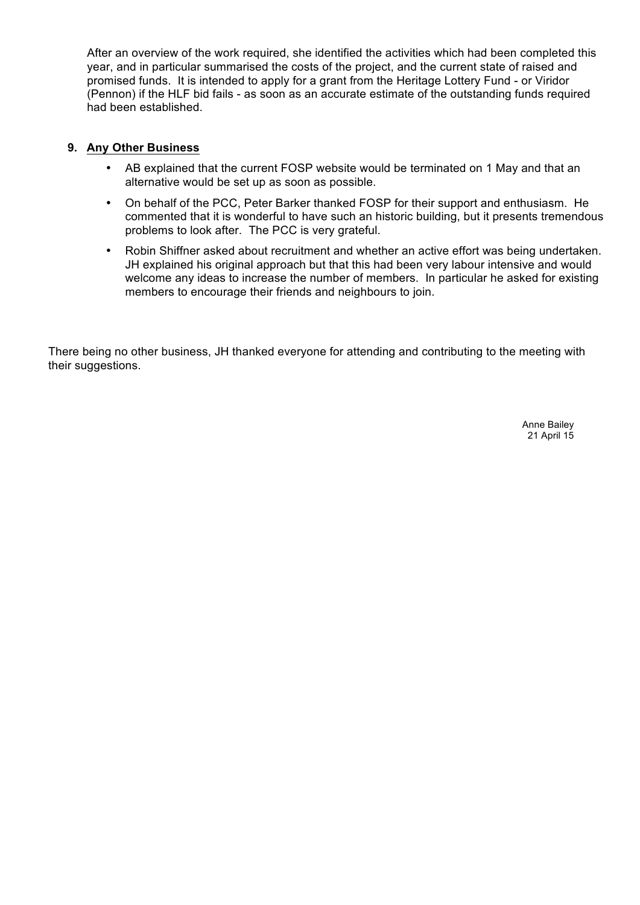After an overview of the work required, she identified the activities which had been completed this year, and in particular summarised the costs of the project, and the current state of raised and promised funds. It is intended to apply for a grant from the Heritage Lottery Fund - or Viridor (Pennon) if the HLF bid fails - as soon as an accurate estimate of the outstanding funds required had been established.

9. **Any Other Business**

- AB explained that the current FOSP website would be terminated on 1 May and that an alternative would be set up as soon as possible.
- On behalf of the PCC, Peter Barker thanked FOSP for their support and enthusiasm. He commented that it is wonderful to have such an historic building, but it presents tremendous problems to look after. The PCC is very grateful.
- Robin Shiffner asked about recruitment and whether an active effort was being undertaken. JH explained his original approach but that this had been very labour intensive and would welcome any ideas to increase the number of members. In particular he asked for existing members to encourage their friends and neighbours to join.

There being no other business, JH thanked everyone for attending and contributing to the meeting with their suggestions.

Anne Bailey
21 April 15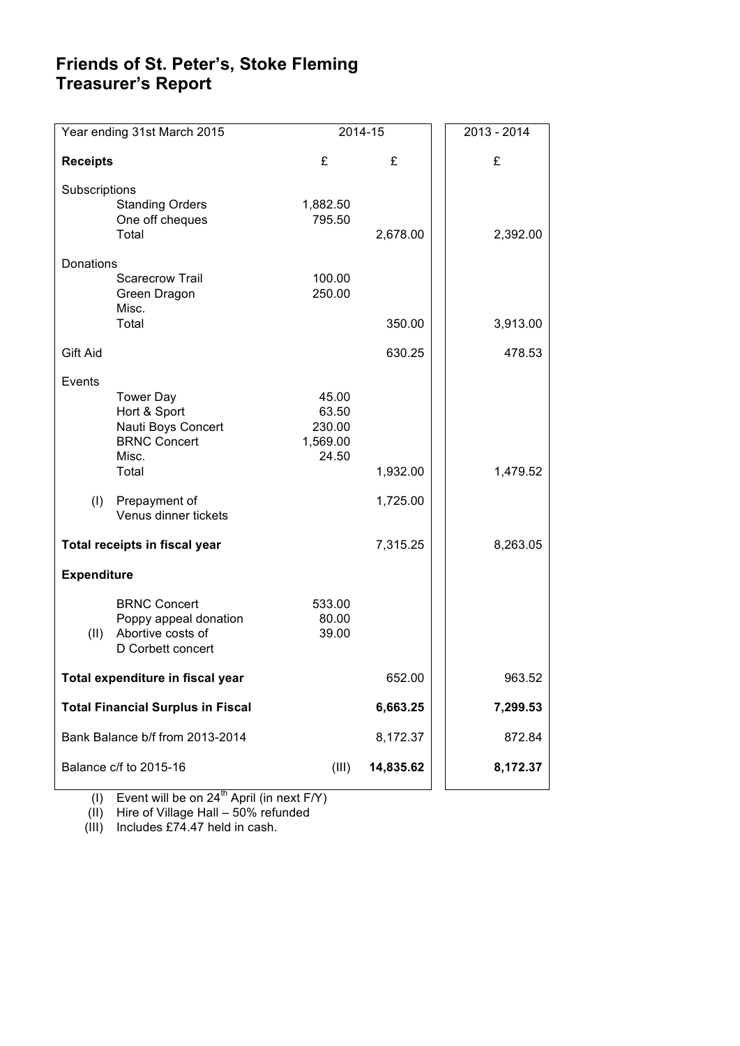# Friends of St. Peter's, Stoke Fleming
# Treasurer's Report

| Year ending 31st March 2015 | | 2014-15 | | 2013 - 2014 |
|---|---|---|---|---|
| **Receipts** | | £ | £ | £ |
| Subscriptions | | | | |
| | Standing Orders | 1,882.50 | | |
| | One off cheques | 795.50 | | |
| | Total | | 2,678.00 | 2,392.00 |
| Donations | | | | |
| | Scarecrow Trail | 100.00 | | |
| | Green Dragon | 250.00 | | |
| | Misc. | | | |
| | Total | | 350.00 | 3,913.00 |
| Gift Aid | | | 630.25 | 478.53 |
| Events | | | | |
| | Tower Day | 45.00 | | |
| | Hort & Sport | 63.50 | | |
| | Nauti Boys Concert | 230.00 | | |
| | BRNC Concert | 1,569.00 | | |
| | Misc. | 24.50 | | |
| | Total | | 1,932.00 | 1,479.52 |
| (I) | Prepayment of Venus dinner tickets | | 1,725.00 | |
| **Total receipts in fiscal year** | | | 7,315.25 | 8,263.05 |
| **Expenditure** | | | | |
| | BRNC Concert | 533.00 | | |
| | Poppy appeal donation | 80.00 | | |
| (II) | Abortive costs of D Corbett concert | 39.00 | | |
| **Total expenditure in fiscal year** | | | 652.00 | 963.52 |
| **Total Financial Surplus in Fiscal** | | | **6,663.25** | **7,299.53** |
| Bank Balance b/f from 2013-2014 | | | 8,172.37 | 872.84 |
| Balance c/f to 2015-16 | | (III) | **14,835.62** | **8,172.37** |

(I) Event will be on 24th April (in next F/Y)

(II) Hire of Village Hall – 50% refunded

(III) Includes £74.47 held in cash.